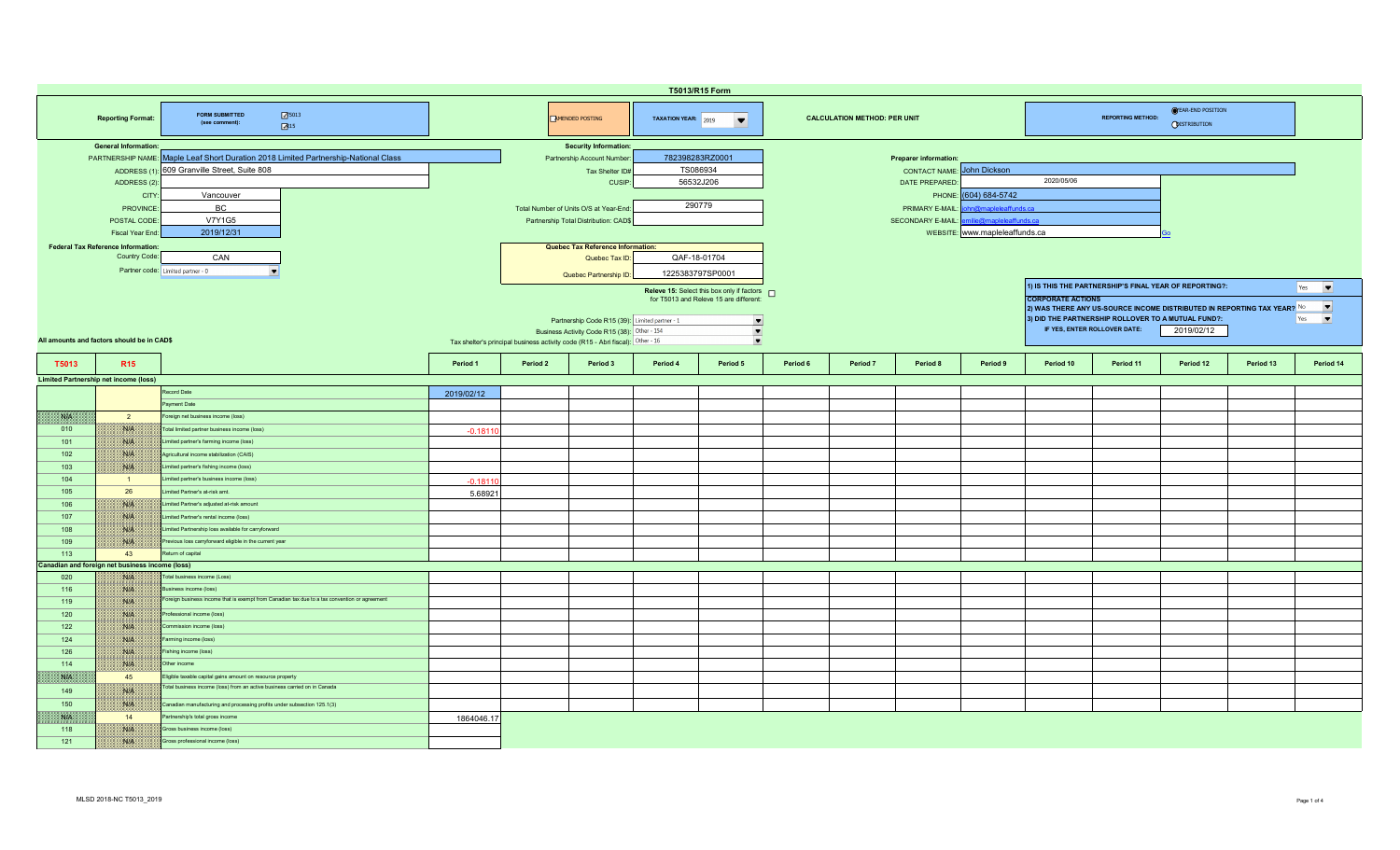# T5013/R15 Form

**Reporting Format:** FORM SUBMITTED (see comment): ☑ T5013 ☑ R15

☐ AMENDED POSTING

**TAXATION YEAR:** 2019

**CALCULATION METHOD: PER UNIT**

**REPORTING METHOD:** ◉ YEAR-END POSITION ○ DISTRIBUTION

**General Information:**

- PARTNERSHIP NAME: Maple Leaf Short Duration 2018 Limited Partnership-National Class
- ADDRESS (1): 609 Granville Street, Suite 808
- ADDRESS (2):
- CITY: Vancouver
- PROVINCE: BC
- POSTAL CODE: V7Y1G5
- Fiscal Year End: 2019/12/31

**Security Information:**

- Partnership Account Number: 782398283RZ0001
- Tax Shelter ID#: TS086934
- CUSIP: 56532J206
- Total Number of Units O/S at Year-End: 290779
- Partnership Total Distribution: CAD$

**Preparer information:**

- CONTACT NAME: John Dickson
- DATE PREPARED: 2020/05/06
- PHONE: (604) 684-5742
- PRIMARY E-MAIL: john@mapleleaffunds.ca
- SECONDARY E-MAIL: emilie@mapleleaffunds.ca
- WEBSITE: www.mapleleaffunds.ca Go

**Federal Tax Reference Information:**

- Country Code: CAN
- Partner code: Limited partner - 0

**Quebec Tax Reference Information:**

- Quebec Tax ID: QAF-18-01704
- Quebec Partnership ID: 1225383797SP0001

Releve 15: Select this box only if factors for T5013 and Releve 15 are different: ☐

- Partnership Code R15 (39): Limited partner - 1
- Business Activity Code R15 (38): Other - 154
- Tax shelter's principal business activity code (R15 - Abri fiscal): Other - 16

1) IS THIS THE PARTNERSHIP'S FINAL YEAR OF REPORTING?: Yes

**CORPORATE ACTIONS**

2) WAS THERE ANY US-SOURCE INCOME DISTRIBUTED IN REPORTING TAX YEAR?: No

3) DID THE PARTNERSHIP ROLLOVER TO A MUTUAL FUND?: Yes

IF YES, ENTER ROLLOVER DATE: 2019/02/12

All amounts and factors should be in CAD$

| T5013 | R15 | | Period 1 | Period 2 | Period 3 | Period 4 | Period 5 | Period 6 | Period 7 | Period 8 | Period 9 | Period 10 | Period 11 | Period 12 | Period 13 | Period 14 |
|---|---|---|---|---|---|---|---|---|---|---|---|---|---|---|---|---|
| **Limited Partnership net income (loss)** | | | | | | | | | | | | | | | | |
| | | Record Date | 2019/02/12 | | | | | | | | | | | | | |
| | | Payment Date | | | | | | | | | | | | | | |
| N/A | 2 | Foreign net business income (loss) | | | | | | | | | | | | | | |
| 010 | N/A | Total limited partner business income (loss) | -0.18110 | | | | | | | | | | | | | |
| 101 | N/A | Limited partner's farming income (loss) | | | | | | | | | | | | | | |
| 102 | N/A | Agricultural income stabilization (CAIS) | | | | | | | | | | | | | | |
| 103 | N/A | Limited partner's fishing income (loss) | | | | | | | | | | | | | | |
| 104 | 1 | Limited partner's business income (loss) | -0.18110 | | | | | | | | | | | | | |
| 105 | 26 | Limited Partner's at-risk amt. | 5.68921 | | | | | | | | | | | | | |
| 106 | N/A | Limited Partner's adjusted at-risk amount | | | | | | | | | | | | | | |
| 107 | N/A | Limited Partner's rental income (loss) | | | | | | | | | | | | | | |
| 108 | N/A | Limited Partnership loss available for carryforward | | | | | | | | | | | | | | |
| 109 | N/A | Previous loss carryforward eligible in the current year | | | | | | | | | | | | | | |
| 113 | 43 | Return of capital | | | | | | | | | | | | | | |
| **Canadian and foreign net business income (loss)** | | | | | | | | | | | | | | | | |
| 020 | N/A | Total business income (Loss) | | | | | | | | | | | | | | |
| 116 | N/A | Business income (loss) | | | | | | | | | | | | | | |
| 119 | N/A | Foreign business income that is exempt from Canadian tax due to a tax convention or agreement | | | | | | | | | | | | | | |
| 120 | N/A | Professional income (loss) | | | | | | | | | | | | | | |
| 122 | N/A | Commission income (loss) | | | | | | | | | | | | | | |
| 124 | N/A | Farming income (loss) | | | | | | | | | | | | | | |
| 126 | N/A | Fishing income (loss) | | | | | | | | | | | | | | |
| 114 | N/A | Other income | | | | | | | | | | | | | | |
| N/A | 45 | Eligible taxable capital gains amount on resource property | | | | | | | | | | | | | | |
| 149 | N/A | Total business income (loss) from an active business carried on in Canada | | | | | | | | | | | | | | |
| 150 | N/A | Canadian manufacturing and processing profits under subsection 125.1(3) | | | | | | | | | | | | | | |
| N/A | 14 | Partnership's total gross income | 1864046.17 | | | | | | | | | | | | | |
| 118 | N/A | Gross business income (loss) | | | | | | | | | | | | | | |
| 121 | N/A | Gross professional income (loss) | | | | | | | | | | | | | | |

MLSD 2018-NC T5013_2019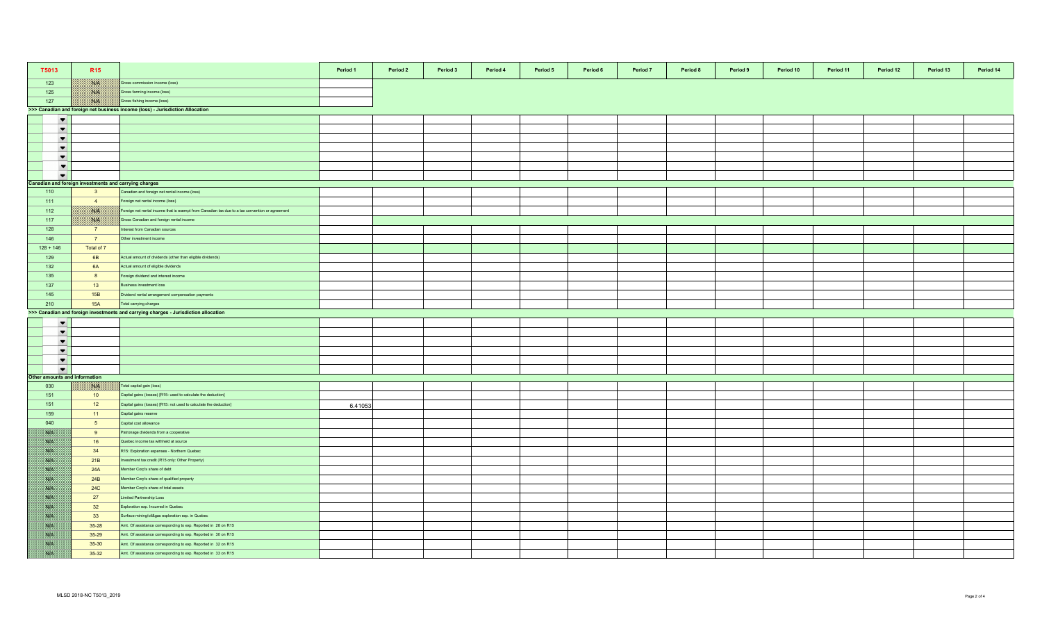| T5013 | R15 | | Period 1 | Period 2 | Period 3 | Period 4 | Period 5 | Period 6 | Period 7 | Period 8 | Period 9 | Period 10 | Period 11 | Period 12 | Period 13 | Period 14 |
|---|---|---|---|---|---|---|---|---|---|---|---|---|---|---|---|---|
| 123 | N/A | Gross commission income (loss) | | | | | | | | | | | | | | |
| 125 | N/A | Gross farming income (loss) | | | | | | | | | | | | | | |
| 127 | N/A | Gross fishing income (loss) | | | | | | | | | | | | | | |
| >>> Canadian and foreign net business income (loss) - Jurisdiction Allocation | | | | | | | | | | | | | | | | |
| | | | | | | | | | | | | | | | | |
| | | | | | | | | | | | | | | | | |
| | | | | | | | | | | | | | | | | |
| | | | | | | | | | | | | | | | | |
| | | | | | | | | | | | | | | | | |
| | | | | | | | | | | | | | | | | |
| | | | | | | | | | | | | | | | | |
| Canadian and foreign investments and carrying charges | | | | | | | | | | | | | | | | |
| 110 | 3 | Canadian and foreign net rental income (loss) | | | | | | | | | | | | | | |
| 111 | 4 | Foreign net rental income (loss) | | | | | | | | | | | | | | |
| 112 | N/A | Foreign net rental income that is exempt from Canadian tax due to a tax convention or agreement | | | | | | | | | | | | | | |
| 117 | N/A | Gross Canadian and foreign rental income | | | | | | | | | | | | | | |
| 128 | 7 | Interest from Canadian sources | | | | | | | | | | | | | | |
| 146 | 7 | Other investment income | | | | | | | | | | | | | | |
| 128 + 146 | Total of 7 | | | | | | | | | | | | | | | |
| 129 | 6B | Actual amount of dividends (other than eligible dividends) | | | | | | | | | | | | | | |
| 132 | 6A | Actual amount of eligible dividends | | | | | | | | | | | | | | |
| 135 | 8 | Foreign dividend and interest income | | | | | | | | | | | | | | |
| 137 | 13 | Business investment loss | | | | | | | | | | | | | | |
| 145 | 15B | Dividend rental arrangement compensation payments | | | | | | | | | | | | | | |
| 210 | 15A | Total carrying charges | | | | | | | | | | | | | | |
| >>> Canadian and foreign investments and carrying charges - Jurisdiction allocation | | | | | | | | | | | | | | | | |
| | | | | | | | | | | | | | | | | |
| | | | | | | | | | | | | | | | | |
| | | | | | | | | | | | | | | | | |
| | | | | | | | | | | | | | | | | |
| | | | | | | | | | | | | | | | | |
| | | | | | | | | | | | | | | | | |
| Other amounts and information | | | | | | | | | | | | | | | | |
| 030 | N/A | Total capital gain (loss) | | | | | | | | | | | | | | |
| 151 | 10 | Capital gains (losses) [R15: used to calculate the deduction] | | | | | | | | | | | | | | |
| 151 | 12 | Capital gains (losses) [R15: not used to calculate the deduction] | 6.41053 | | | | | | | | | | | | | |
| 159 | 11 | Capital gains reserve | | | | | | | | | | | | | | |
| 040 | 5 | Capital cost allowance | | | | | | | | | | | | | | |
| N/A | 9 | Patronage dividends from a cooperative | | | | | | | | | | | | | | |
| N/A | 16 | Quebec income tax withheld at source | | | | | | | | | | | | | | |
| N/A | 34 | R15: Exploration expenses - Northern Quebec | | | | | | | | | | | | | | |
| N/A | 21B | Investment tax credit (R15 only: Other Property) | | | | | | | | | | | | | | |
| N/A | 24A | Member Corp's share of debt | | | | | | | | | | | | | | |
| N/A | 24B | Member Corp's share of qualified property | | | | | | | | | | | | | | |
| N/A | 24C | Member Corp's share of total assets | | | | | | | | | | | | | | |
| N/A | 27 | Limited Partnership Loss | | | | | | | | | | | | | | |
| N/A | 32 | Exploration exp. Incurred in Quebec | | | | | | | | | | | | | | |
| N/A | 33 | Surface mining/oil&gas exploration exp. in Quebec | | | | | | | | | | | | | | |
| N/A | 35-28 | Amt. Of assistance corresponding to exp. Reported in 28 on R15 | | | | | | | | | | | | | | |
| N/A | 35-29 | Amt. Of assistance corresponding to exp. Reported in 30 on R15 | | | | | | | | | | | | | | |
| N/A | 35-30 | Amt. Of assistance corresponding to exp. Reported in 32 on R15 | | | | | | | | | | | | | | |
| N/A | 35-32 | Amt. Of assistance corresponding to exp. Reported in 33 on R15 | | | | | | | | | | | | | | |

MLSD 2018-NC T5013_2019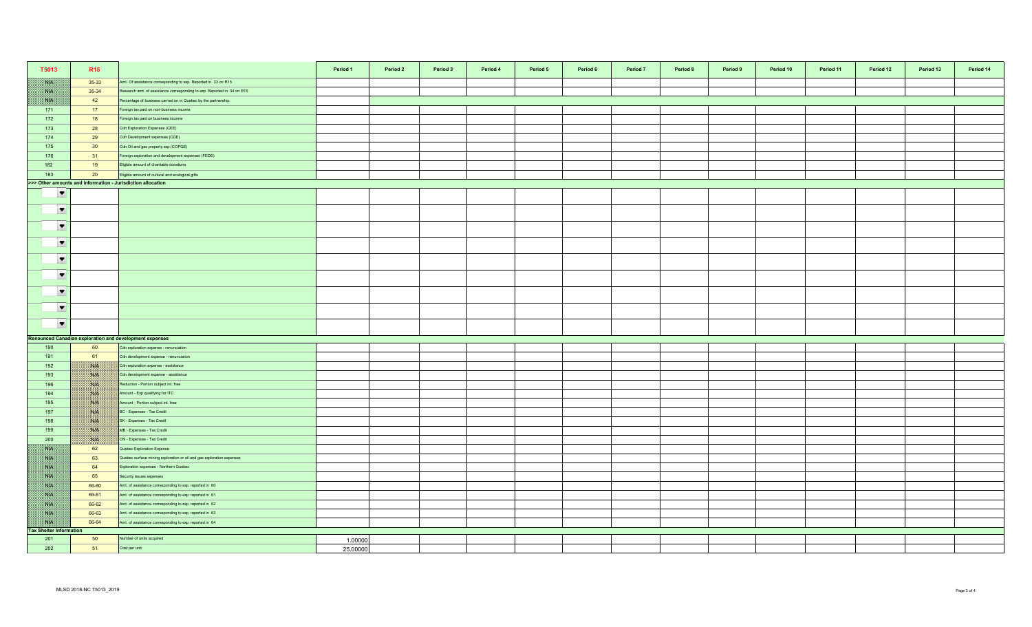| T5013 | R15 | | Period 1 | Period 2 | Period 3 | Period 4 | Period 5 | Period 6 | Period 7 | Period 8 | Period 9 | Period 10 | Period 11 | Period 12 | Period 13 | Period 14 |
|---|---|---|---|---|---|---|---|---|---|---|---|---|---|---|---|---|
| N/A | 35-33 | Amt. Of assistance corresponding to exp. Reported in 33 on R15 | | | | | | | | | | | | | | |
| N/A | 35-34 | Research amt. of assistance corresponding to exp. Reported in 34 on R15 | | | | | | | | | | | | | | |
| N/A | 42 | Percentage of business carried on in Quebec by the partnership | | | | | | | | | | | | | | |
| 171 | 17 | Foreign tax paid on non-business income | | | | | | | | | | | | | | |
| 172 | 18 | Foreign tax paid on business income | | | | | | | | | | | | | | |
| 173 | 28 | Cdn Exploration Expenses (CEE) | | | | | | | | | | | | | | |
| 174 | 29 | Cdn Development expenses (CDE) | | | | | | | | | | | | | | |
| 175 | 30 | Cdn Oil and gas property exp (COPGE) | | | | | | | | | | | | | | |
| 176 | 31 | Foreign exploration and development expenses (FEDE) | | | | | | | | | | | | | | |
| 182 | 19 | Eligible amount of charitable donations | | | | | | | | | | | | | | |
| 183 | 20 | Eligible amount of cultural and ecological gifts | | | | | | | | | | | | | | |
| **>>> Other amounts and information - Jurisdiction allocation** | | | | | | | | | | | | | | | | |
| | | | | | | | | | | | | | | | | |
| | | | | | | | | | | | | | | | | |
| | | | | | | | | | | | | | | | | |
| | | | | | | | | | | | | | | | | |
| | | | | | | | | | | | | | | | | |
| | | | | | | | | | | | | | | | | |
| | | | | | | | | | | | | | | | | |
| | | | | | | | | | | | | | | | | |
| | | | | | | | | | | | | | | | | |
| **Renounced Canadian exploration and development expenses** | | | | | | | | | | | | | | | | |
| 190 | 60 | Cdn exploration expense - renunciation | | | | | | | | | | | | | | |
| 191 | 61 | Cdn development expense - renunciation | | | | | | | | | | | | | | |
| 192 | N/A | Cdn exploration expense - assistance | | | | | | | | | | | | | | |
| 193 | N/A | Cdn development expense - assistance | | | | | | | | | | | | | | |
| 196 | N/A | Reduction - Portion subject int. free | | | | | | | | | | | | | | |
| 194 | N/A | Amount - Exp qualifying for ITC | | | | | | | | | | | | | | |
| 195 | N/A | Amount - Portion subject int. free | | | | | | | | | | | | | | |
| 197 | N/A | BC - Expenses - Tax Credit | | | | | | | | | | | | | | |
| 198 | N/A | SK - Expenses - Tax Credit | | | | | | | | | | | | | | |
| 199 | N/A | MB - Expenses - Tax Credit | | | | | | | | | | | | | | |
| 200 | N/A | ON - Expenses - Tax Credit | | | | | | | | | | | | | | |
| N/A | 62 | Quebec Exploration Expense | | | | | | | | | | | | | | |
| N/A | 63 | Quebec surface mining exploration or oil and gas exploration expenses | | | | | | | | | | | | | | |
| N/A | 64 | Exploration expenses - Northern Quebec | | | | | | | | | | | | | | |
| N/A | 65 | Security issues expenses | | | | | | | | | | | | | | |
| N/A | 66-60 | Amt. of assistance corresponding to exp. reported in 60 | | | | | | | | | | | | | | |
| N/A | 66-61 | Amt. of assistance corresponding to exp. reported in 61 | | | | | | | | | | | | | | |
| N/A | 66-62 | Amt. of assistance corresponding to exp. reported in 62 | | | | | | | | | | | | | | |
| N/A | 66-63 | Amt. of assistance corresponding to exp. reported in 63 | | | | | | | | | | | | | | |
| N/A | 66-64 | Amt. of assistance corresponding to exp. reported in 64 | | | | | | | | | | | | | | |
| **Tax Shelter Information** | | | | | | | | | | | | | | | | |
| 201 | 50 | Number of units acquired | 1.00000 | | | | | | | | | | | | | |
| 202 | 51 | Cost per unit | 25.00000 | | | | | | | | | | | | | |

MLSD 2018-NC T5013_2019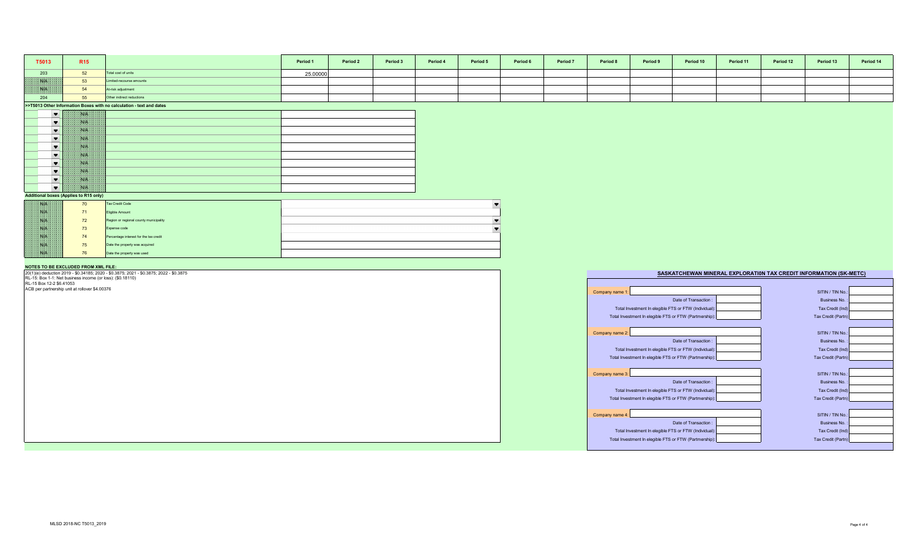| T5013 | R15 | | Period 1 | Period 2 | Period 3 | Period 4 | Period 5 | Period 6 | Period 7 | Period 8 | Period 9 | Period 10 | Period 11 | Period 12 | Period 13 | Period 14 |
|---|---|---|---|---|---|---|---|---|---|---|---|---|---|---|---|---|
| 203 | 52 | Total cost of units | 25.00000 | | | | | | | | | | | | | |
| N/A | 53 | Limited-recourse amounts | | | | | | | | | | | | | | |
| N/A | 54 | At-risk adjustment | | | | | | | | | | | | | | |
| 204 | 55 | Other indirect reductions | | | | | | | | | | | | | | |

**>>T5013 Other Information Boxes with no calculation - text and dates**

| | | | |
|---|---|---|---|
| | N/A | | |
| | N/A | | |
| | N/A | | |
| | N/A | | |
| | N/A | | |
| | N/A | | |
| | N/A | | |
| | N/A | | |
| | N/A | | |
| | N/A | | |

**Additional boxes (Applies to R15 only)**

| | | | |
|---|---|---|---|
| N/A | 70 | Tax Credit Code | |
| N/A | 71 | Eligible Amount | |
| N/A | 72 | Region or regional county municipality | |
| N/A | 73 | Expense code | |
| N/A | 74 | Percentage interest for the tax credit | |
| N/A | 75 | Date the property was acquired | |
| N/A | 76 | Date the property was used | |

**NOTES TO BE EXCLUDED FROM XML FILE:**

20(1)(e) deduction 2019 - $0.34185; 2020 - $0.3875; 2021 - $0.3875; 2022 - $0.3875
RL-15: Box 1-1: Net business income (or loss): ($0.18110)
RL-15 Box 12-2 $6.41053
ACB per partnership unit at rollover $4.00376

**SASKATCHEWAN MINERAL EXPLORATION TAX CREDIT INFORMATION (SK-METC)**

| | | | |
|---|---|---|---|
| Company name 1: | | SITIN / TIN No.: | |
| Date of Transaction : | | Business No. : | |
| Total Investment In elegible FTS or FTW (Individual): | | Tax Credit (Ind) | |
| Total Investment In elegible FTS or FTW (Partnership): | | Tax Credit (Partn) | |
| Company name 2: | | SITIN / TIN No.: | |
| Date of Transaction : | | Business No. : | |
| Total Investment In elegible FTS or FTW (Individual): | | Tax Credit (Ind) | |
| Total Investment In elegible FTS or FTW (Partnership): | | Tax Credit (Partn) | |
| Company name 3: | | SITIN / TIN No.: | |
| Date of Transaction : | | Business No. : | |
| Total Investment In elegible FTS or FTW (Individual): | | Tax Credit (Ind) | |
| Total Investment In elegible FTS or FTW (Partnership): | | Tax Credit (Partn) | |
| Company name 4: | | SITIN / TIN No.: | |
| Date of Transaction : | | Business No. : | |
| Total Investment In elegible FTS or FTW (Individual): | | Tax Credit (Ind) | |
| Total Investment In elegible FTS or FTW (Partnership): | | Tax Credit (Partn) | |

MLSD 2018-NC T5013_2019